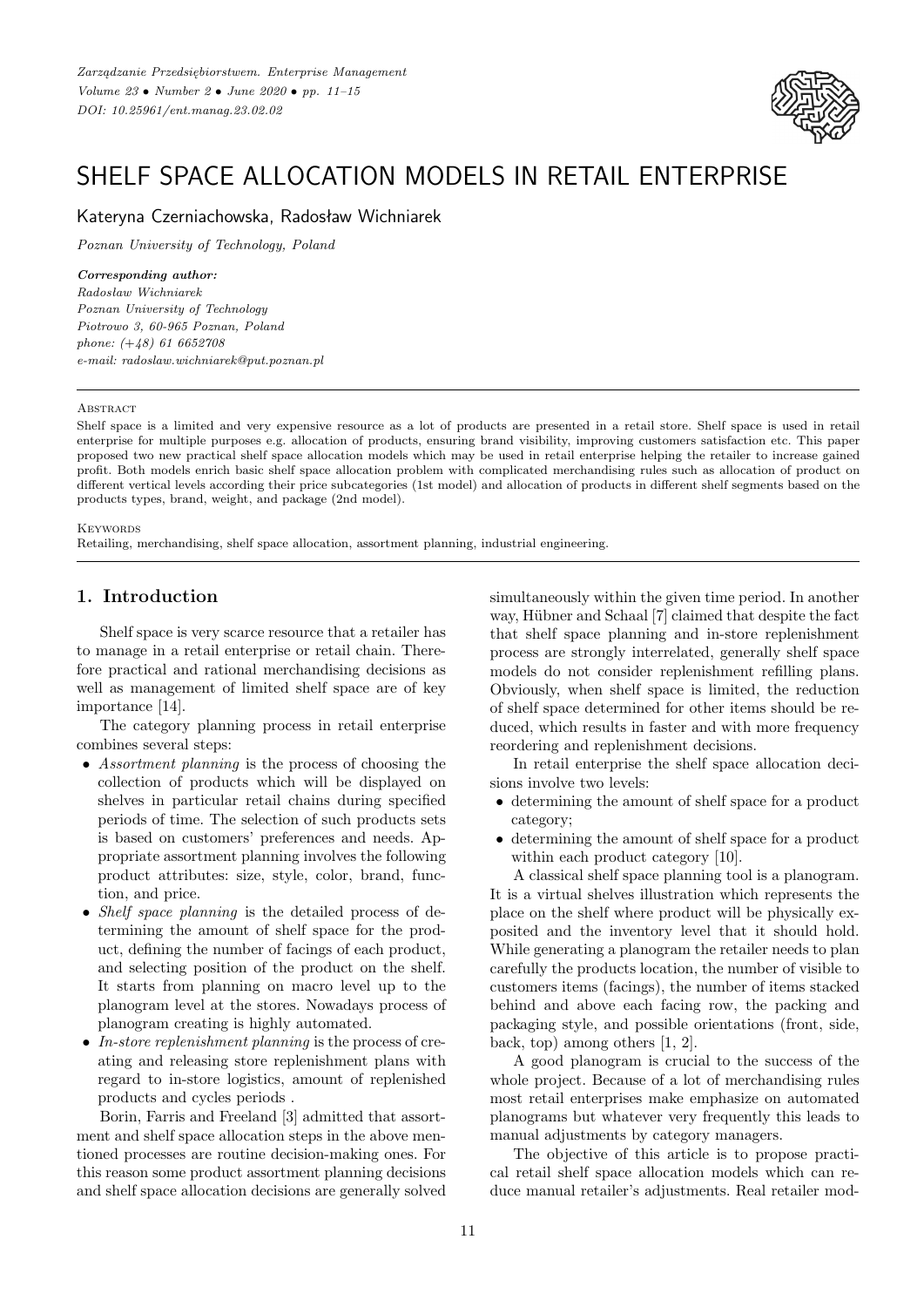# SHELF SPACE ALLOCATION MODELS IN RETAIL ENTERPRISE

Kateryna Czerniachowska, Radosław Wichniarek

*Poznan University of Technology, Poland*

***Corresponding author:***
*Radosław Wichniarek*
*Poznan University of Technology*
*Piotrowo 3, 60-965 Poznan, Poland*
*phone: (+48) 61 6652708*
*e-mail: radoslaw.wichniarek@put.poznan.pl*

---

ABSTRACT

Shelf space is a limited and very expensive resource as a lot of products are presented in a retail store. Shelf space is used in retail enterprise for multiple purposes e.g. allocation of products, ensuring brand visibility, improving customers satisfaction etc. This paper proposed two new practical shelf space allocation models which may be used in retail enterprise helping the retailer to increase gained profit. Both models enrich basic shelf space allocation problem with complicated merchandising rules such as allocation of product on different vertical levels according their price subcategories (1st model) and allocation of products in different shelf segments based on the products types, brand, weight, and package (2nd model).

KEYWORDS

Retailing, merchandising, shelf space allocation, assortment planning, industrial engineering.

---

## 1. Introduction

Shelf space is very scarce resource that a retailer has to manage in a retail enterprise or retail chain. Therefore practical and rational merchandising decisions as well as management of limited shelf space are of key importance [14].

The category planning process in retail enterprise combines several steps:

- *Assortment planning* is the process of choosing the collection of products which will be displayed on shelves in particular retail chains during specified periods of time. The selection of such products sets is based on customers' preferences and needs. Appropriate assortment planning involves the following product attributes: size, style, color, brand, function, and price.
- *Shelf space planning* is the detailed process of determining the amount of shelf space for the product, defining the number of facings of each product, and selecting position of the product on the shelf. It starts from planning on macro level up to the planogram level at the stores. Nowadays process of planogram creating is highly automated.
- *In-store replenishment planning* is the process of creating and releasing store replenishment plans with regard to in-store logistics, amount of replenished products and cycles periods .

Borin, Farris and Freeland [3] admitted that assortment and shelf space allocation steps in the above mentioned processes are routine decision-making ones. For this reason some product assortment planning decisions and shelf space allocation decisions are generally solved simultaneously within the given time period. In another way, Hübner and Schaal [7] claimed that despite the fact that shelf space planning and in-store replenishment process are strongly interrelated, generally shelf space models do not consider replenishment refilling plans. Obviously, when shelf space is limited, the reduction of shelf space determined for other items should be reduced, which results in faster and with more frequency reordering and replenishment decisions.

In retail enterprise the shelf space allocation decisions involve two levels:

- determining the amount of shelf space for a product category;
- determining the amount of shelf space for a product within each product category [10].

A classical shelf space planning tool is a planogram. It is a virtual shelves illustration which represents the place on the shelf where product will be physically exposited and the inventory level that it should hold. While generating a planogram the retailer needs to plan carefully the products location, the number of visible to customers items (facings), the number of items stacked behind and above each facing row, the packing and packaging style, and possible orientations (front, side, back, top) among others [1, 2].

A good planogram is crucial to the success of the whole project. Because of a lot of merchandising rules most retail enterprises make emphasize on automated planograms but whatever very frequently this leads to manual adjustments by category managers.

The objective of this article is to propose practical retail shelf space allocation models which can reduce manual retailer's adjustments. Real retailer mod-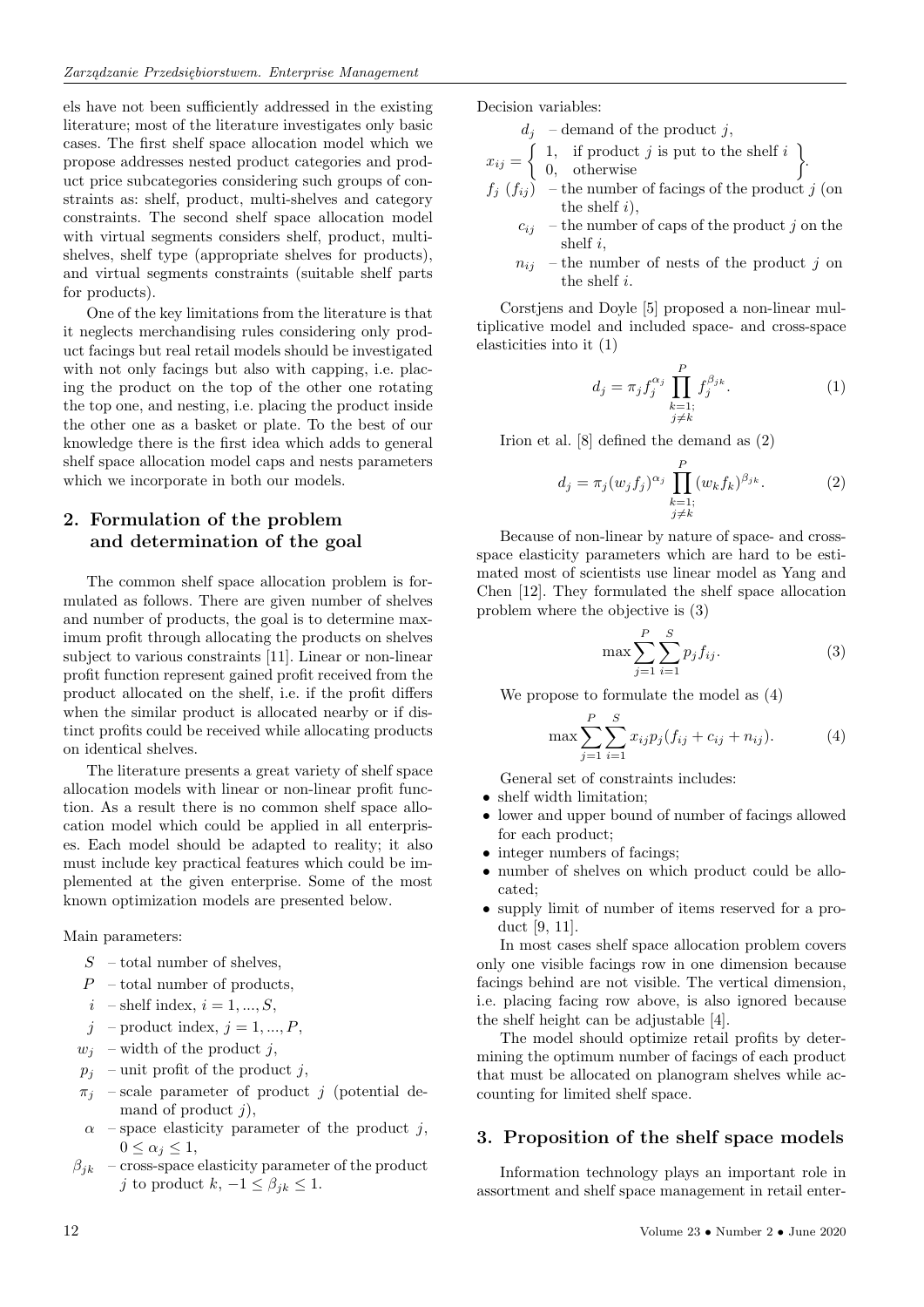els have not been sufficiently addressed in the existing literature; most of the literature investigates only basic cases. The first shelf space allocation model which we propose addresses nested product categories and product price subcategories considering such groups of constraints as: shelf, product, multi-shelves and category constraints. The second shelf space allocation model with virtual segments considers shelf, product, multi-shelves, shelf type (appropriate shelves for products), and virtual segments constraints (suitable shelf parts for products).

One of the key limitations from the literature is that it neglects merchandising rules considering only product facings but real retail models should be investigated with not only facings but also with capping, i.e. placing the product on the top of the other one rotating the top one, and nesting, i.e. placing the product inside the other one as a basket or plate. To the best of our knowledge there is the first idea which adds to general shelf space allocation model caps and nests parameters which we incorporate in both our models.

## 2. Formulation of the problem and determination of the goal

The common shelf space allocation problem is formulated as follows. There are given number of shelves and number of products, the goal is to determine maximum profit through allocating the products on shelves subject to various constraints [11]. Linear or non-linear profit function represent gained profit received from the product allocated on the shelf, i.e. if the profit differs when the similar product is allocated nearby or if distinct profits could be received while allocating products on identical shelves.

The literature presents a great variety of shelf space allocation models with linear or non-linear profit function. As a result there is no common shelf space allocation model which could be applied in all enterprises. Each model should be adapted to reality; it also must include key practical features which could be implemented at the given enterprise. Some of the most known optimization models are presented below.

Main parameters:

- $S$ – total number of shelves,
- $P$ – total number of products,
- $i$ – shelf index, $i = 1, ..., S$,
- $j$ – product index, $j = 1, ..., P$,
- $w_j$ – width of the product $j$,
- $p_j$ – unit profit of the product $j$,
- $\pi_j$ – scale parameter of product $j$ (potential demand of product $j$),
- $\alpha$ – space elasticity parameter of the product $j$, $0 \leq \alpha_j \leq 1$,
- $\beta_{jk}$ – cross-space elasticity parameter of the product $j$ to product $k$, $-1 \leq \beta_{jk} \leq 1$.

Decision variables:

- $d_j$ – demand of the product $j$,
- $x_{ij} = \left\{ \begin{array}{ll} 1, & \text{if product } j \text{ is put to the shelf } i \\ 0, & \text{otherwise} \end{array} \right\}.$
- $f_j$ ($f_{ij}$) – the number of facings of the product $j$ (on the shelf $i$),
- $c_{ij}$ – the number of caps of the product $j$ on the shelf $i$,
- $n_{ij}$ – the number of nests of the product $j$ on the shelf $i$.

Corstjens and Doyle [5] proposed a non-linear multiplicative model and included space- and cross-space elasticities into it (1)

$$d_j = \pi_j f_j^{\alpha_j} \prod_{\substack{k=1; \\ j \neq k}}^{P} f_j^{\beta_{jk}}. \tag{1}$$

Irion et al. [8] defined the demand as (2)

$$d_j = \pi_j (w_j f_j)^{\alpha_j} \prod_{\substack{k=1; \\ j \neq k}}^{P} (w_k f_k)^{\beta_{jk}}. \tag{2}$$

Because of non-linear by nature of space- and cross-space elasticity parameters which are hard to be estimated most of scientists use linear model as Yang and Chen [12]. They formulated the shelf space allocation problem where the objective is (3)

$$\max \sum_{j=1}^{P} \sum_{i=1}^{S} p_j f_{ij}. \tag{3}$$

We propose to formulate the model as (4)

$$\max \sum_{j=1}^{P} \sum_{i=1}^{S} x_{ij} p_j (f_{ij} + c_{ij} + n_{ij}). \tag{4}$$

General set of constraints includes:

- shelf width limitation;
- lower and upper bound of number of facings allowed for each product;
- integer numbers of facings;
- number of shelves on which product could be allocated;
- supply limit of number of items reserved for a product [9, 11].

In most cases shelf space allocation problem covers only one visible facings row in one dimension because facings behind are not visible. The vertical dimension, i.e. placing facing row above, is also ignored because the shelf height can be adjustable [4].

The model should optimize retail profits by determining the optimum number of facings of each product that must be allocated on planogram shelves while accounting for limited shelf space.

## 3. Proposition of the shelf space models

Information technology plays an important role in assortment and shelf space management in retail enter-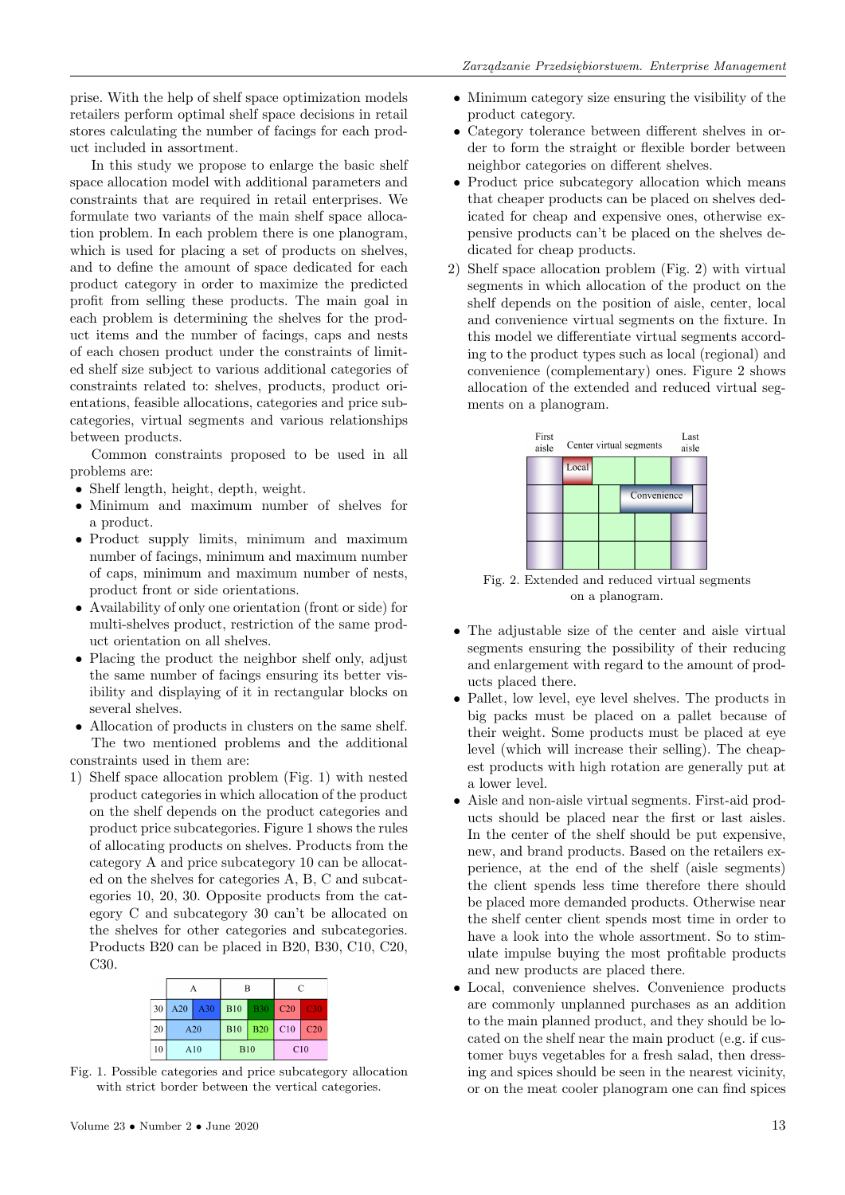prise. With the help of shelf space optimization models retailers perform optimal shelf space decisions in retail stores calculating the number of facings for each product included in assortment.

In this study we propose to enlarge the basic shelf space allocation model with additional parameters and constraints that are required in retail enterprises. We formulate two variants of the main shelf space allocation problem. In each problem there is one planogram, which is used for placing a set of products on shelves, and to define the amount of space dedicated for each product category in order to maximize the predicted profit from selling these products. The main goal in each problem is determining the shelves for the product items and the number of facings, caps and nests of each chosen product under the constraints of limited shelf size subject to various additional categories of constraints related to: shelves, products, product orientations, feasible allocations, categories and price subcategories, virtual segments and various relationships between products.

Common constraints proposed to be used in all problems are:

- Shelf length, height, depth, weight.
- Minimum and maximum number of shelves for a product.
- Product supply limits, minimum and maximum number of facings, minimum and maximum number of caps, minimum and maximum number of nests, product front or side orientations.
- Availability of only one orientation (front or side) for multi-shelves product, restriction of the same product orientation on all shelves.
- Placing the product the neighbor shelf only, adjust the same number of facings ensuring its better visibility and displaying of it in rectangular blocks on several shelves.
- Allocation of products in clusters on the same shelf.

The two mentioned problems and the additional constraints used in them are:

1) Shelf space allocation problem (Fig. 1) with nested product categories in which allocation of the product on the shelf depends on the product categories and product price subcategories. Figure 1 shows the rules of allocating products on shelves. Products from the category A and price subcategory 10 can be allocated on the shelves for categories A, B, C and subcategories 10, 20, 30. Opposite products from the category C and subcategory 30 can't be allocated on the shelves for other categories and subcategories. Products B20 can be placed in B20, B30, C10, C20, C30.

| | A | | B | | C | |
|---|---|---|---|---|---|---|
| 30 | A20 | A30 | B10 | B30 | C20 | C30 |
| 20 | A20 | | B10 | B20 | C10 | C20 |
| 10 | A10 | | B10 | | C10 | |

Fig. 1. Possible categories and price subcategory allocation with strict border between the vertical categories.

- Minimum category size ensuring the visibility of the product category.
- Category tolerance between different shelves in order to form the straight or flexible border between neighbor categories on different shelves.
- Product price subcategory allocation which means that cheaper products can be placed on shelves dedicated for cheap and expensive ones, otherwise expensive products can't be placed on the shelves dedicated for cheap products.

2) Shelf space allocation problem (Fig. 2) with virtual segments in which allocation of the product on the shelf depends on the position of aisle, center, local and convenience virtual segments on the fixture. In this model we differentiate virtual segments according to the product types such as local (regional) and convenience (complementary) ones. Figure 2 shows allocation of the extended and reduced virtual segments on a planogram.

Fig. 2. Extended and reduced virtual segments on a planogram.

- The adjustable size of the center and aisle virtual segments ensuring the possibility of their reducing and enlargement with regard to the amount of products placed there.
- Pallet, low level, eye level shelves. The products in big packs must be placed on a pallet because of their weight. Some products must be placed at eye level (which will increase their selling). The cheapest products with high rotation are generally put at a lower level.
- Aisle and non-aisle virtual segments. First-aid products should be placed near the first or last aisles. In the center of the shelf should be put expensive, new, and brand products. Based on the retailers experience, at the end of the shelf (aisle segments) the client spends less time therefore there should be placed more demanded products. Otherwise near the shelf center client spends most time in order to have a look into the whole assortment. So to stimulate impulse buying the most profitable products and new products are placed there.
- Local, convenience shelves. Convenience products are commonly unplanned purchases as an addition to the main planned product, and they should be located on the shelf near the main product (e.g. if customer buys vegetables for a fresh salad, then dressing and spices should be seen in the nearest vicinity, or on the meat cooler planogram one can find spices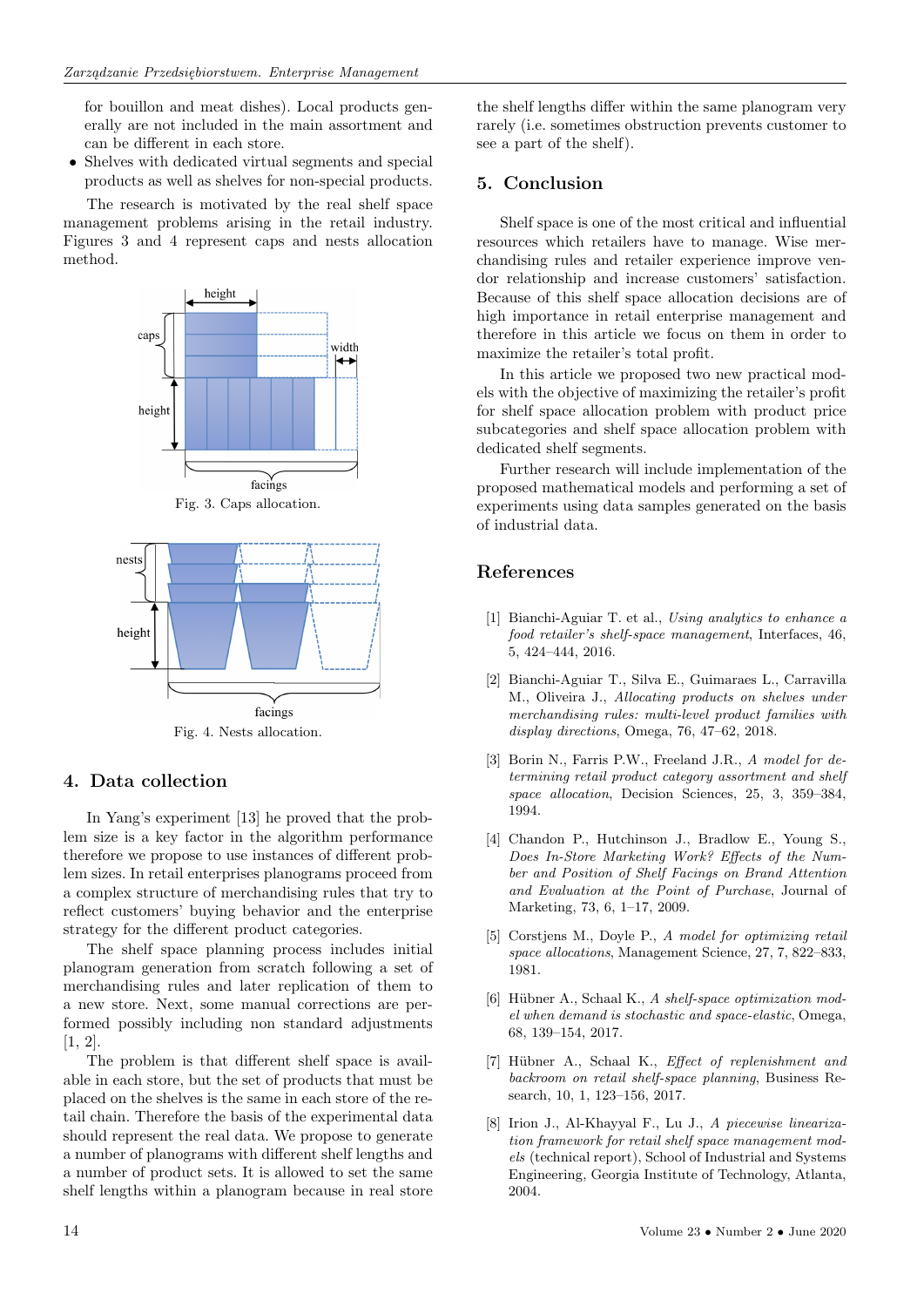for bouillon and meat dishes). Local products generally are not included in the main assortment and can be different in each store.

- Shelves with dedicated virtual segments and special products as well as shelves for non-special products.

The research is motivated by the real shelf space management problems arising in the retail industry. Figures 3 and 4 represent caps and nests allocation method.

Fig. 3. Caps allocation.

Fig. 4. Nests allocation.

## 4. Data collection

In Yang's experiment [13] he proved that the problem size is a key factor in the algorithm performance therefore we propose to use instances of different problem sizes. In retail enterprises planograms proceed from a complex structure of merchandising rules that try to reflect customers' buying behavior and the enterprise strategy for the different product categories.

The shelf space planning process includes initial planogram generation from scratch following a set of merchandising rules and later replication of them to a new store. Next, some manual corrections are performed possibly including non standard adjustments [1, 2].

The problem is that different shelf space is available in each store, but the set of products that must be placed on the shelves is the same in each store of the retail chain. Therefore the basis of the experimental data should represent the real data. We propose to generate a number of planograms with different shelf lengths and a number of product sets. It is allowed to set the same shelf lengths within a planogram because in real store the shelf lengths differ within the same planogram very rarely (i.e. sometimes obstruction prevents customer to see a part of the shelf).

## 5. Conclusion

Shelf space is one of the most critical and influential resources which retailers have to manage. Wise merchandising rules and retailer experience improve vendor relationship and increase customers' satisfaction. Because of this shelf space allocation decisions are of high importance in retail enterprise management and therefore in this article we focus on them in order to maximize the retailer's total profit.

In this article we proposed two new practical models with the objective of maximizing the retailer's profit for shelf space allocation problem with product price subcategories and shelf space allocation problem with dedicated shelf segments.

Further research will include implementation of the proposed mathematical models and performing a set of experiments using data samples generated on the basis of industrial data.

## References

[1] Bianchi-Aguiar T. et al., *Using analytics to enhance a food retailer's shelf-space management*, Interfaces, 46, 5, 424–444, 2016.

[2] Bianchi-Aguiar T., Silva E., Guimaraes L., Carravilla M., Oliveira J., *Allocating products on shelves under merchandising rules: multi-level product families with display directions*, Omega, 76, 47–62, 2018.

[3] Borin N., Farris P.W., Freeland J.R., *A model for determining retail product category assortment and shelf space allocation*, Decision Sciences, 25, 3, 359–384, 1994.

[4] Chandon P., Hutchinson J., Bradlow E., Young S., *Does In-Store Marketing Work? Effects of the Number and Position of Shelf Facings on Brand Attention and Evaluation at the Point of Purchase*, Journal of Marketing, 73, 6, 1–17, 2009.

[5] Corstjens M., Doyle P., *A model for optimizing retail space allocations*, Management Science, 27, 7, 822–833, 1981.

[6] Hübner A., Schaal K., *A shelf-space optimization model when demand is stochastic and space-elastic*, Omega, 68, 139–154, 2017.

[7] Hübner A., Schaal K., *Effect of replenishment and backroom on retail shelf-space planning*, Business Research, 10, 1, 123–156, 2017.

[8] Irion J., Al-Khayyal F., Lu J., *A piecewise linearization framework for retail shelf space management models* (technical report), School of Industrial and Systems Engineering, Georgia Institute of Technology, Atlanta, 2004.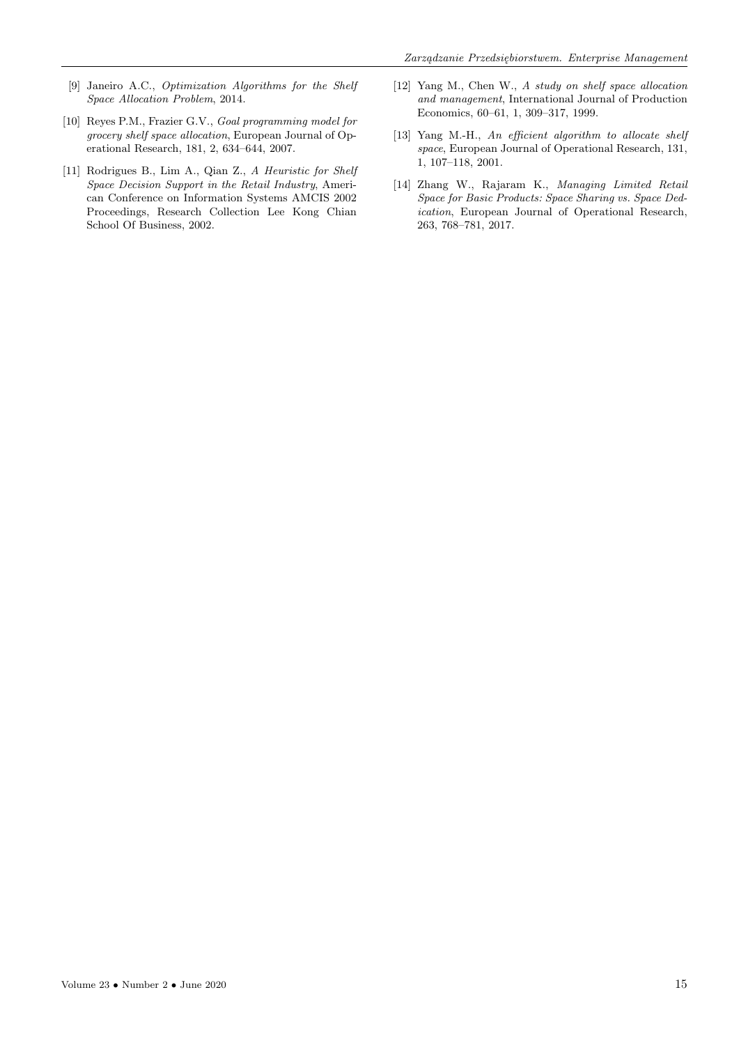[9] Janeiro A.C., *Optimization Algorithms for the Shelf Space Allocation Problem*, 2014.

[10] Reyes P.M., Frazier G.V., *Goal programming model for grocery shelf space allocation*, European Journal of Operational Research, 181, 2, 634–644, 2007.

[11] Rodrigues B., Lim A., Qian Z., *A Heuristic for Shelf Space Decision Support in the Retail Industry*, American Conference on Information Systems AMCIS 2002 Proceedings, Research Collection Lee Kong Chian School Of Business, 2002.

[12] Yang M., Chen W., *A study on shelf space allocation and management*, International Journal of Production Economics, 60–61, 1, 309–317, 1999.

[13] Yang M.-H., *An efficient algorithm to allocate shelf space*, European Journal of Operational Research, 131, 1, 107–118, 2001.

[14] Zhang W., Rajaram K., *Managing Limited Retail Space for Basic Products: Space Sharing vs. Space Dedication*, European Journal of Operational Research, 263, 768–781, 2017.